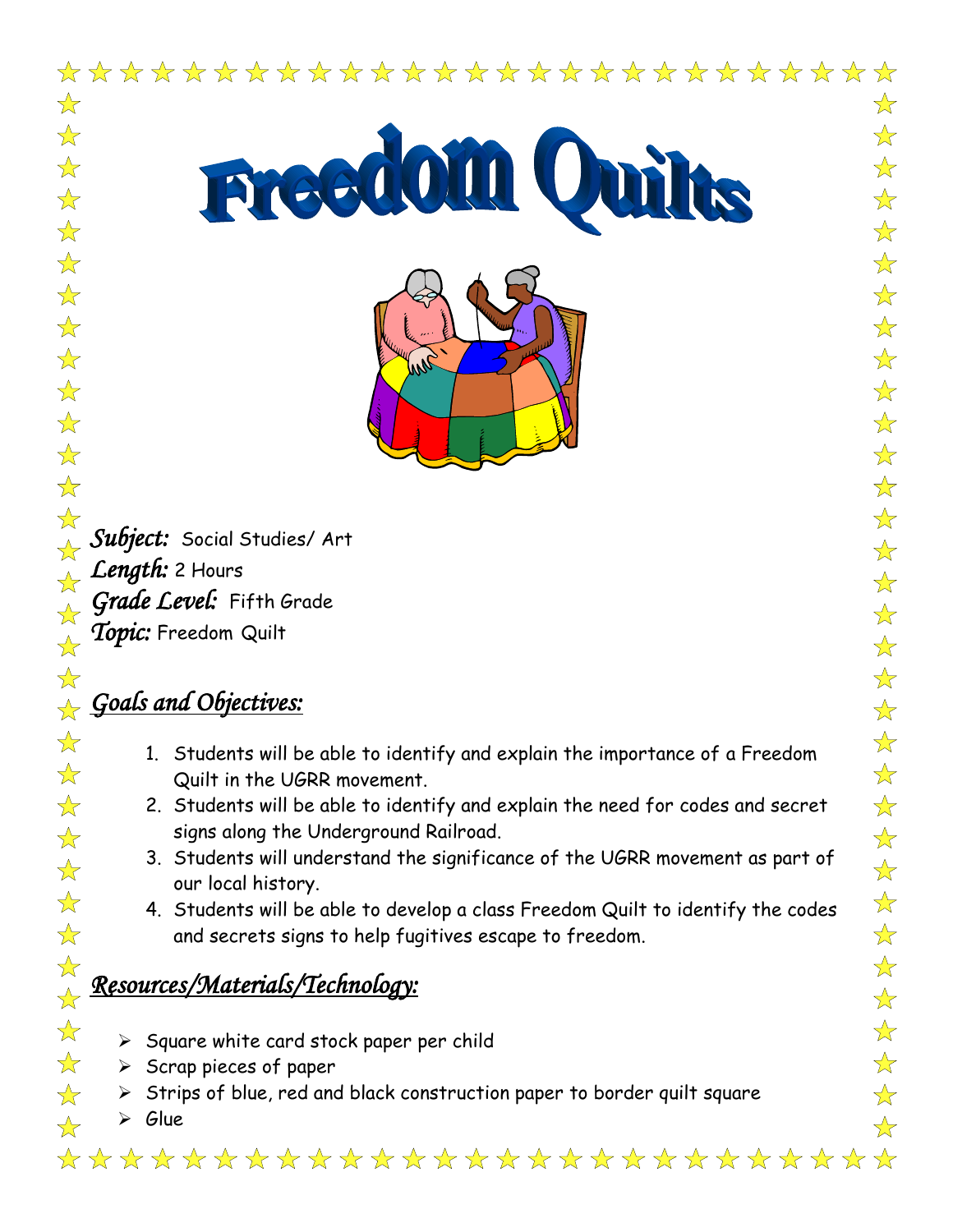# Freedom Quilts

***Subject:*** Social Studies/ Art
***Length:*** 2 Hours
***Grade Level:*** Fifth Grade
***Topic:*** Freedom Quilt

## *Goals and Objectives:*

1. Students will be able to identify and explain the importance of a Freedom Quilt in the UGRR movement.
2. Students will be able to identify and explain the need for codes and secret signs along the Underground Railroad.
3. Students will understand the significance of the UGRR movement as part of our local history.
4. Students will be able to develop a class Freedom Quilt to identify the codes and secrets signs to help fugitives escape to freedom.

## *Resources/Materials/Technology:*

- Square white card stock paper per child
- Scrap pieces of paper
- Strips of blue, red and black construction paper to border quilt square
- Glue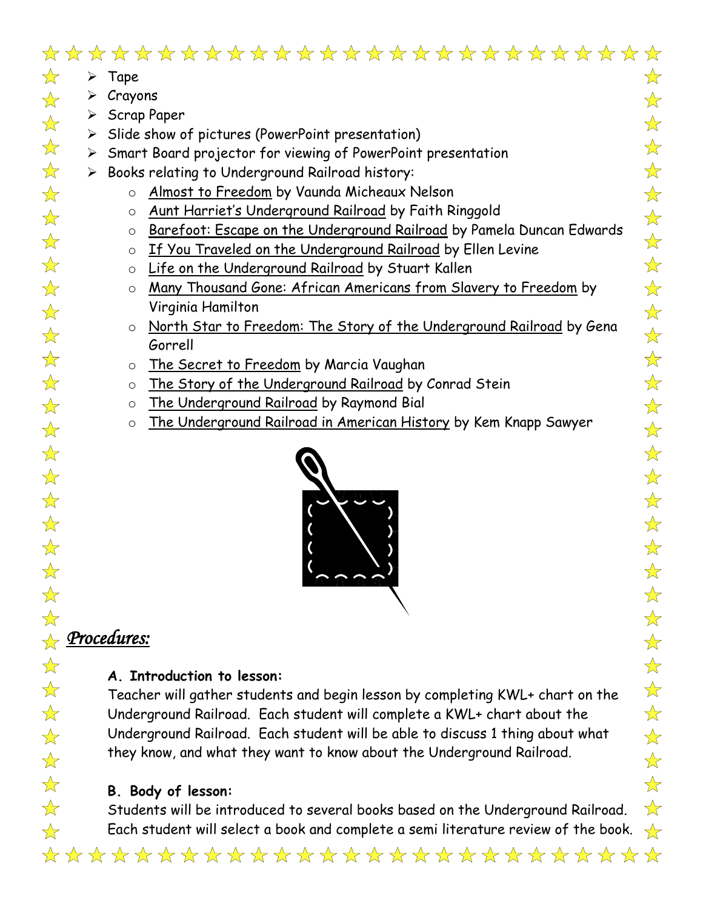- Tape
- Crayons
- Scrap Paper
- Slide show of pictures (PowerPoint presentation)
- Smart Board projector for viewing of PowerPoint presentation
- Books relating to Underground Railroad history:
  - Almost to Freedom by Vaunda Micheaux Nelson
  - Aunt Harriet's Underground Railroad by Faith Ringgold
  - Barefoot: Escape on the Underground Railroad by Pamela Duncan Edwards
  - If You Traveled on the Underground Railroad by Ellen Levine
  - Life on the Underground Railroad by Stuart Kallen
  - Many Thousand Gone: African Americans from Slavery to Freedom by Virginia Hamilton
  - North Star to Freedom: The Story of the Underground Railroad by Gena Gorrell
  - The Secret to Freedom by Marcia Vaughan
  - The Story of the Underground Railroad by Conrad Stein
  - The Underground Railroad by Raymond Bial
  - The Underground Railroad in American History by Kem Knapp Sawyer

## *Procedures:*

**A. Introduction to lesson:**

Teacher will gather students and begin lesson by completing KWL+ chart on the Underground Railroad. Each student will complete a KWL+ chart about the Underground Railroad. Each student will be able to discuss 1 thing about what they know, and what they want to know about the Underground Railroad.

**B. Body of lesson:**

Students will be introduced to several books based on the Underground Railroad. Each student will select a book and complete a semi literature review of the book.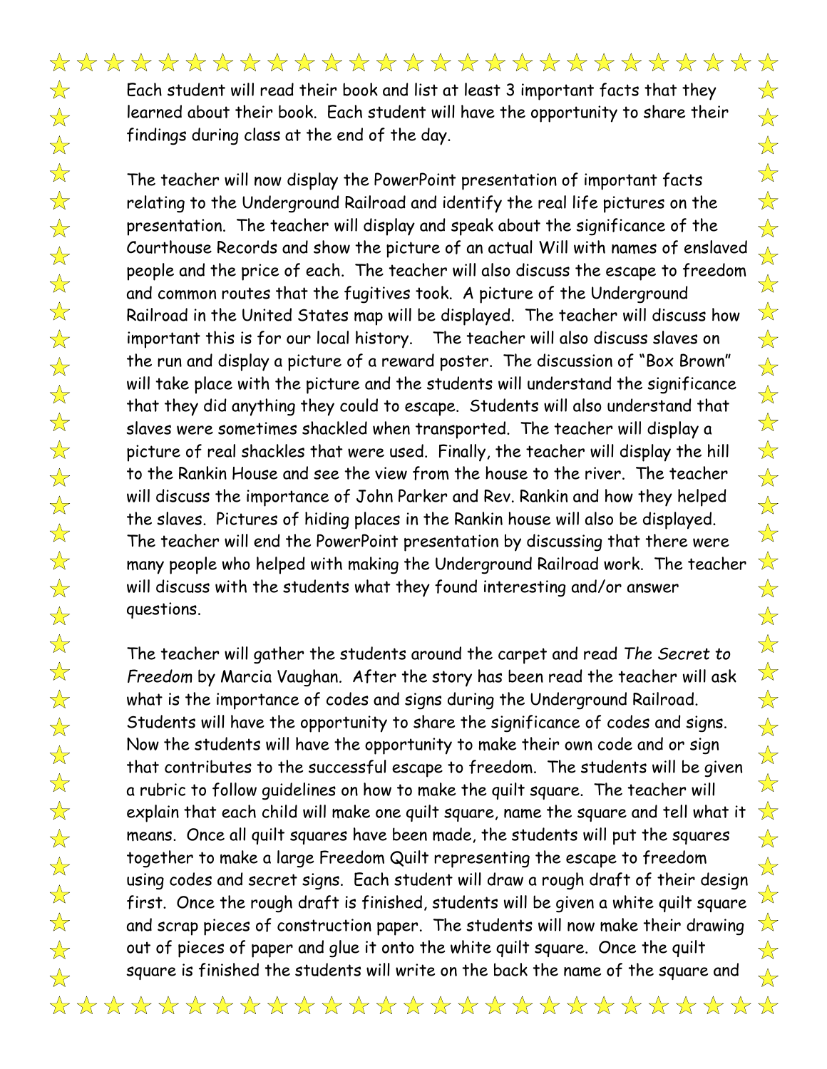Each student will read their book and list at least 3 important facts that they learned about their book. Each student will have the opportunity to share their findings during class at the end of the day.

The teacher will now display the PowerPoint presentation of important facts relating to the Underground Railroad and identify the real life pictures on the presentation. The teacher will display and speak about the significance of the Courthouse Records and show the picture of an actual Will with names of enslaved people and the price of each. The teacher will also discuss the escape to freedom and common routes that the fugitives took. A picture of the Underground Railroad in the United States map will be displayed. The teacher will discuss how important this is for our local history. The teacher will also discuss slaves on the run and display a picture of a reward poster. The discussion of "Box Brown" will take place with the picture and the students will understand the significance that they did anything they could to escape. Students will also understand that slaves were sometimes shackled when transported. The teacher will display a picture of real shackles that were used. Finally, the teacher will display the hill to the Rankin House and see the view from the house to the river. The teacher will discuss the importance of John Parker and Rev. Rankin and how they helped the slaves. Pictures of hiding places in the Rankin house will also be displayed. The teacher will end the PowerPoint presentation by discussing that there were many people who helped with making the Underground Railroad work. The teacher will discuss with the students what they found interesting and/or answer questions.

The teacher will gather the students around the carpet and read *The Secret to Freedom* by Marcia Vaughan. After the story has been read the teacher will ask what is the importance of codes and signs during the Underground Railroad. Students will have the opportunity to share the significance of codes and signs. Now the students will have the opportunity to make their own code and or sign that contributes to the successful escape to freedom. The students will be given a rubric to follow guidelines on how to make the quilt square. The teacher will explain that each child will make one quilt square, name the square and tell what it means. Once all quilt squares have been made, the students will put the squares together to make a large Freedom Quilt representing the escape to freedom using codes and secret signs. Each student will draw a rough draft of their design first. Once the rough draft is finished, students will be given a white quilt square and scrap pieces of construction paper. The students will now make their drawing out of pieces of paper and glue it onto the white quilt square. Once the quilt square is finished the students will write on the back the name of the square and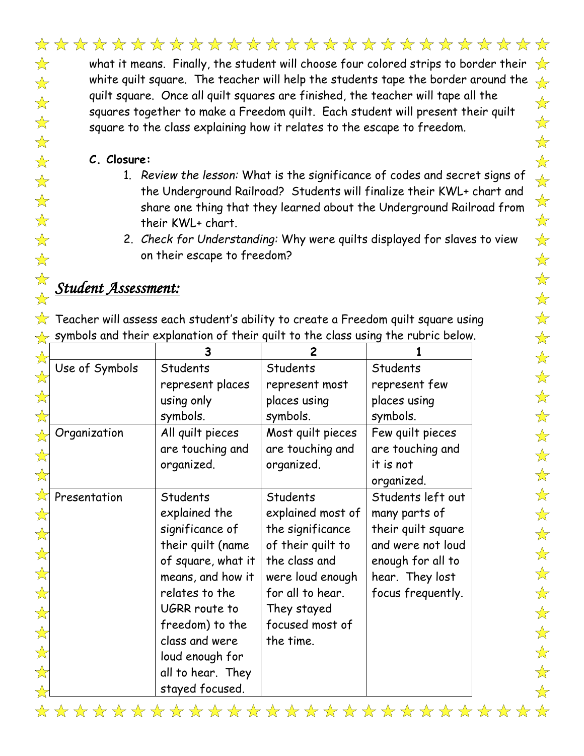what it means. Finally, the student will choose four colored strips to border their white quilt square. The teacher will help the students tape the border around the quilt square. Once all quilt squares are finished, the teacher will tape all the squares together to make a Freedom quilt. Each student will present their quilt square to the class explaining how it relates to the escape to freedom.

**C. Closure:**

1. *Review the lesson:* What is the significance of codes and secret signs of the Underground Railroad? Students will finalize their KWL+ chart and share one thing that they learned about the Underground Railroad from their KWL+ chart.
2. *Check for Understanding:* Why were quilts displayed for slaves to view on their escape to freedom?

## *Student Assessment:*

Teacher will assess each student's ability to create a Freedom quilt square using symbols and their explanation of their quilt to the class using the rubric below.

| | 3 | 2 | 1 |
|---|---|---|---|
| Use of Symbols | Students represent places using only symbols. | Students represent most places using symbols. | Students represent few places using symbols. |
| Organization | All quilt pieces are touching and organized. | Most quilt pieces are touching and organized. | Few quilt pieces are touching and it is not organized. |
| Presentation | Students explained the significance of their quilt (name of square, what it means, and how it relates to the UGRR route to freedom) to the class and were loud enough for all to hear. They stayed focused. | Students explained most of the significance of their quilt to the class and were loud enough for all to hear. They stayed focused most of the time. | Students left out many parts of their quilt square and were not loud enough for all to hear. They lost focus frequently. |